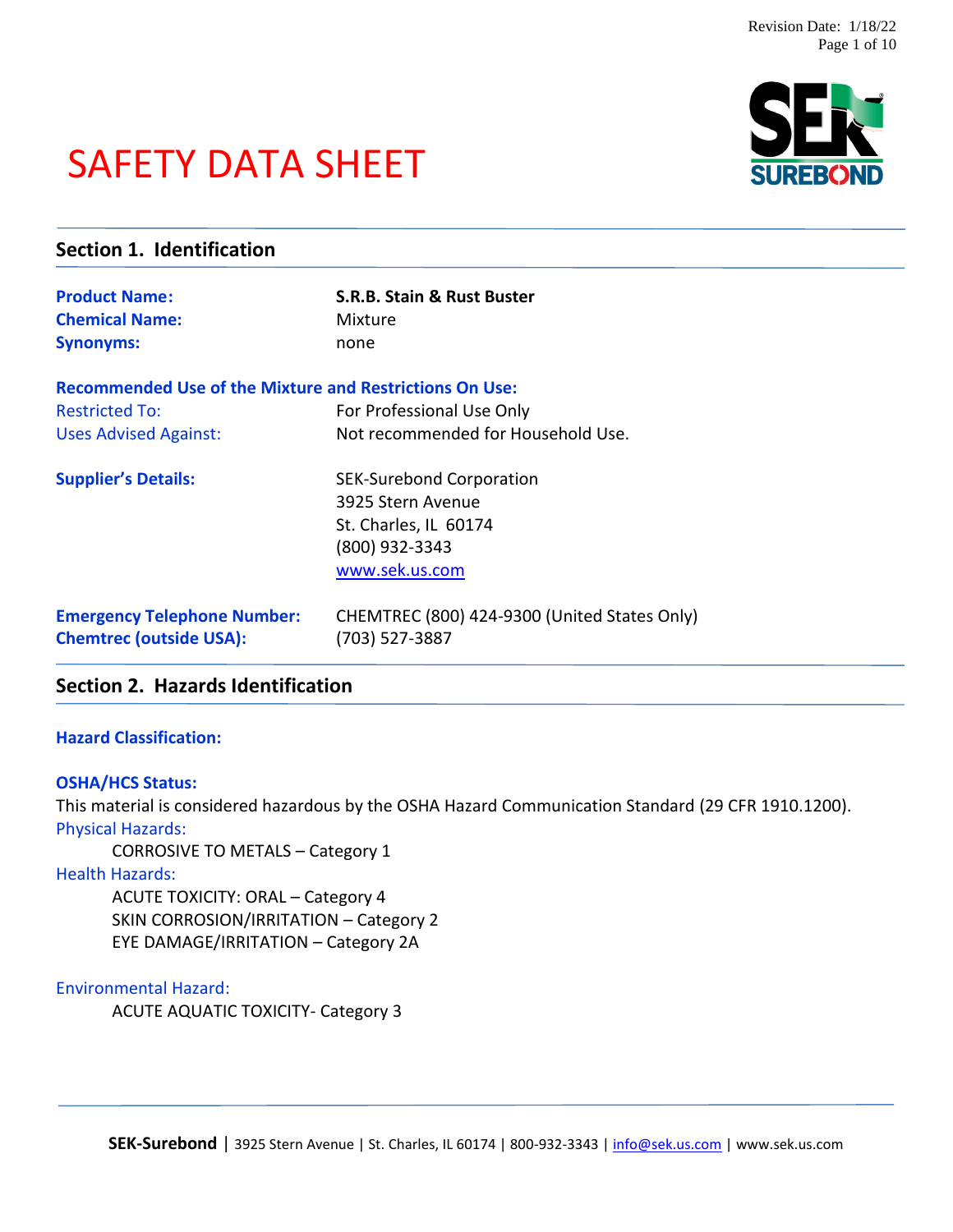# SAFETY DATA SHEET

## Section 1. Identification

**Product Name:** **S.R.B. Stain & Rust Buster**
**Chemical Name:** Mixture
**Synonyms:** none

**Recommended Use of the Mixture and Restrictions On Use:**
Restricted To: For Professional Use Only
Uses Advised Against: Not recommended for Household Use.

**Supplier's Details:**
SEK-Surebond Corporation
3925 Stern Avenue
St. Charles, IL 60174
(800) 932-3343
www.sek.us.com

**Emergency Telephone Number:** CHEMTREC (800) 424-9300 (United States Only)
**Chemtrec (outside USA):** (703) 527-3887

## Section 2. Hazards Identification

**Hazard Classification:**

**OSHA/HCS Status:**
This material is considered hazardous by the OSHA Hazard Communication Standard (29 CFR 1910.1200).

Physical Hazards:
- CORROSIVE TO METALS – Category 1

Health Hazards:
- ACUTE TOXICITY: ORAL – Category 4
- SKIN CORROSION/IRRITATION – Category 2
- EYE DAMAGE/IRRITATION – Category 2A

Environmental Hazard:
- ACUTE AQUATIC TOXICITY- Category 3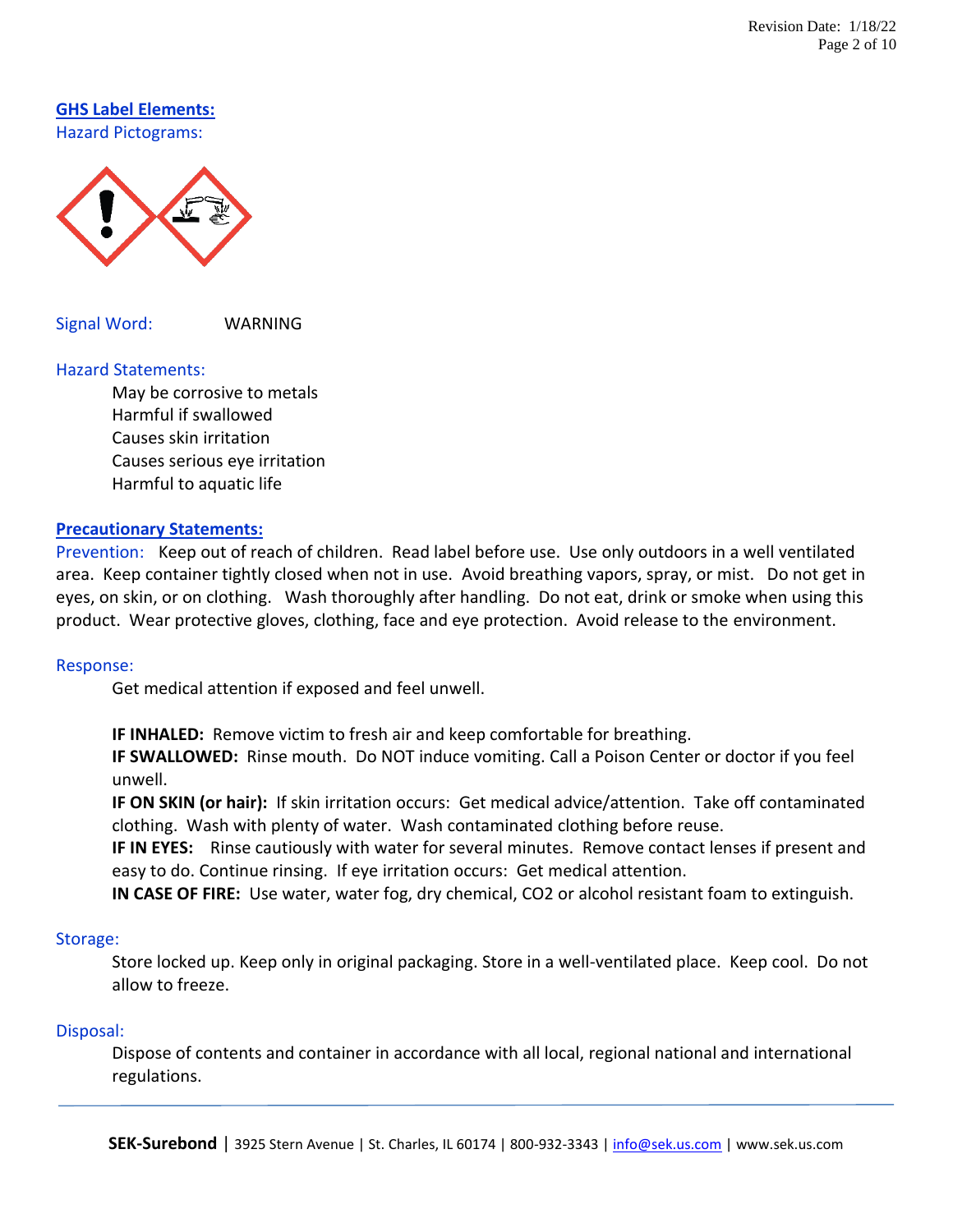## GHS Label Elements:

Hazard Pictograms:

Signal Word: WARNING

Hazard Statements:

May be corrosive to metals
Harmful if swallowed
Causes skin irritation
Causes serious eye irritation
Harmful to aquatic life

## Precautionary Statements:

Prevention: Keep out of reach of children. Read label before use. Use only outdoors in a well ventilated area. Keep container tightly closed when not in use. Avoid breathing vapors, spray, or mist. Do not get in eyes, on skin, or on clothing. Wash thoroughly after handling. Do not eat, drink or smoke when using this product. Wear protective gloves, clothing, face and eye protection. Avoid release to the environment.

Response:

Get medical attention if exposed and feel unwell.

**IF INHALED:** Remove victim to fresh air and keep comfortable for breathing.
**IF SWALLOWED:** Rinse mouth. Do NOT induce vomiting. Call a Poison Center or doctor if you feel unwell.
**IF ON SKIN (or hair):** If skin irritation occurs: Get medical advice/attention. Take off contaminated clothing. Wash with plenty of water. Wash contaminated clothing before reuse.
**IF IN EYES:** Rinse cautiously with water for several minutes. Remove contact lenses if present and easy to do. Continue rinsing. If eye irritation occurs: Get medical attention.
**IN CASE OF FIRE:** Use water, water fog, dry chemical, $CO_2$ or alcohol resistant foam to extinguish.

Storage:

Store locked up. Keep only in original packaging. Store in a well-ventilated place. Keep cool. Do not allow to freeze.

Disposal:

Dispose of contents and container in accordance with all local, regional national and international regulations.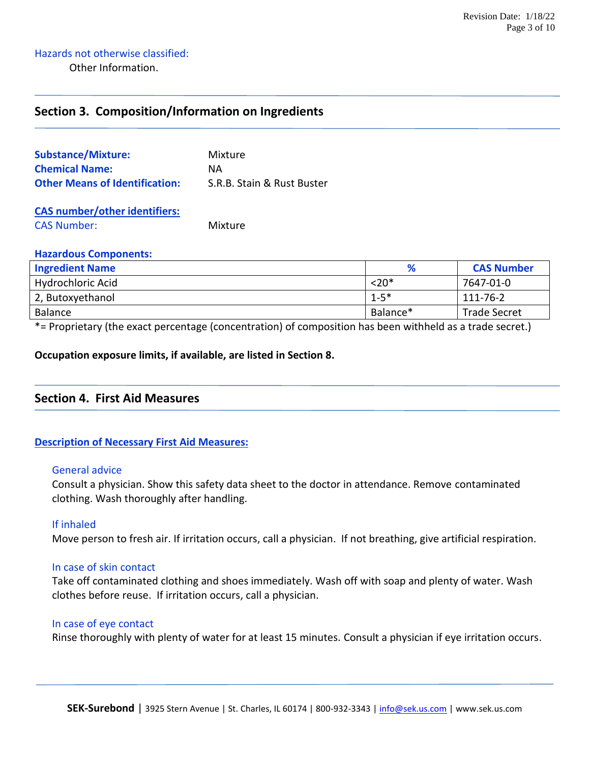Hazards not otherwise classified:

Other Information.

## Section 3. Composition/Information on Ingredients

**Substance/Mixture:** Mixture
**Chemical Name:** NA
**Other Means of Identification:** S.R.B. Stain & Rust Buster

**CAS number/other identifiers:**
CAS Number: Mixture

**Hazardous Components:**

| Ingredient Name | % | CAS Number |
|---|---|---|
| Hydrochloric Acid | <20* | 7647-01-0 |
| 2, Butoxyethanol | 1-5* | 111-76-2 |
| Balance | Balance* | Trade Secret |

*= Proprietary (the exact percentage (concentration) of composition has been withheld as a trade secret.)

**Occupation exposure limits, if available, are listed in Section 8.**

## Section 4. First Aid Measures

**Description of Necessary First Aid Measures:**

### General advice

Consult a physician. Show this safety data sheet to the doctor in attendance. Remove contaminated clothing. Wash thoroughly after handling.

### If inhaled

Move person to fresh air. If irritation occurs, call a physician. If not breathing, give artificial respiration.

### In case of skin contact

Take off contaminated clothing and shoes immediately. Wash off with soap and plenty of water. Wash clothes before reuse. If irritation occurs, call a physician.

### In case of eye contact

Rinse thoroughly with plenty of water for at least 15 minutes. Consult a physician if eye irritation occurs.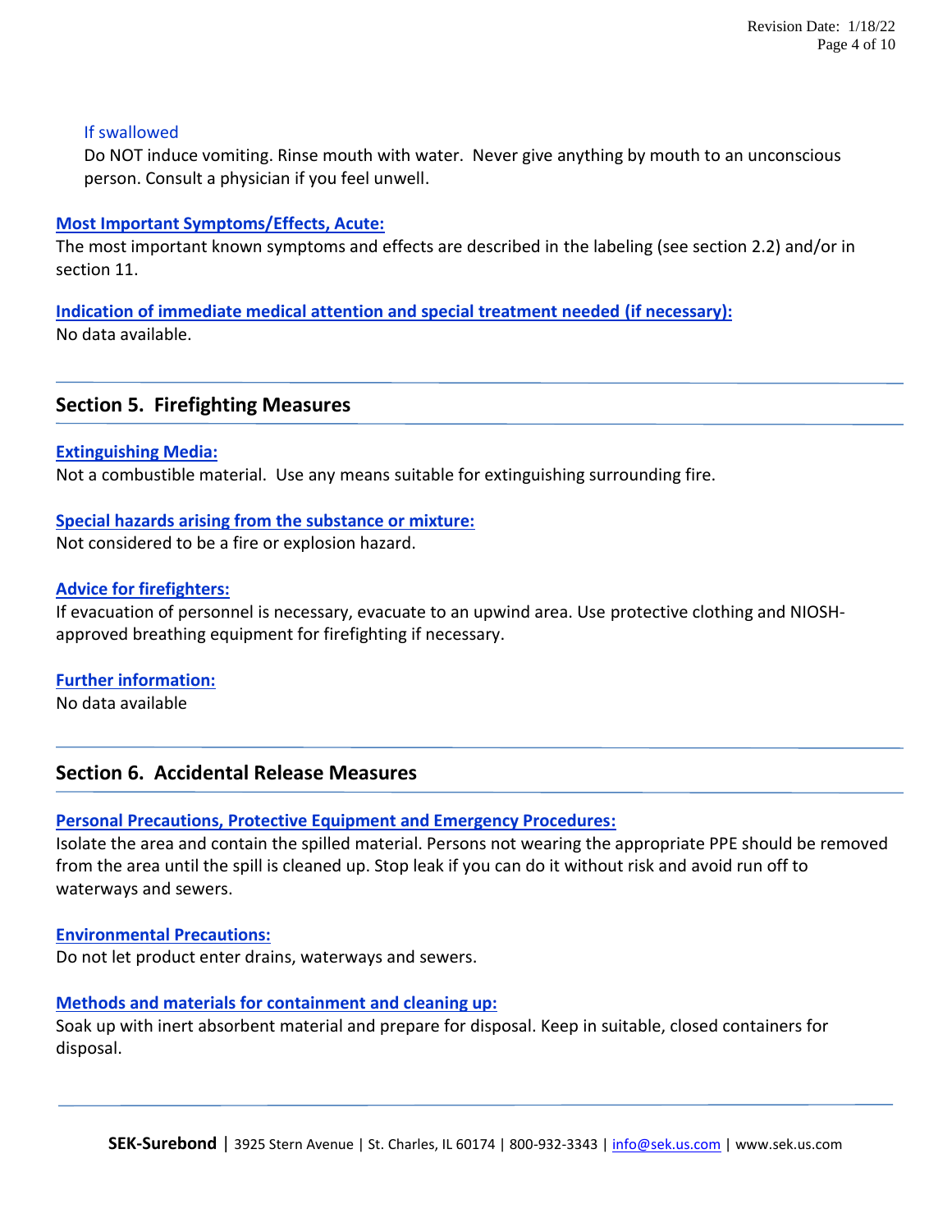### If swallowed

Do NOT induce vomiting. Rinse mouth with water. Never give anything by mouth to an unconscious person. Consult a physician if you feel unwell.

**Most Important Symptoms/Effects, Acute:**

The most important known symptoms and effects are described in the labeling (see section 2.2) and/or in section 11.

**Indication of immediate medical attention and special treatment needed (if necessary):**

No data available.

## Section 5. Firefighting Measures

**Extinguishing Media:**

Not a combustible material. Use any means suitable for extinguishing surrounding fire.

**Special hazards arising from the substance or mixture:**

Not considered to be a fire or explosion hazard.

**Advice for firefighters:**

If evacuation of personnel is necessary, evacuate to an upwind area. Use protective clothing and NIOSH-approved breathing equipment for firefighting if necessary.

**Further information:**

No data available

## Section 6. Accidental Release Measures

**Personal Precautions, Protective Equipment and Emergency Procedures:**

Isolate the area and contain the spilled material. Persons not wearing the appropriate PPE should be removed from the area until the spill is cleaned up. Stop leak if you can do it without risk and avoid run off to waterways and sewers.

**Environmental Precautions:**

Do not let product enter drains, waterways and sewers.

**Methods and materials for containment and cleaning up:**

Soak up with inert absorbent material and prepare for disposal. Keep in suitable, closed containers for disposal.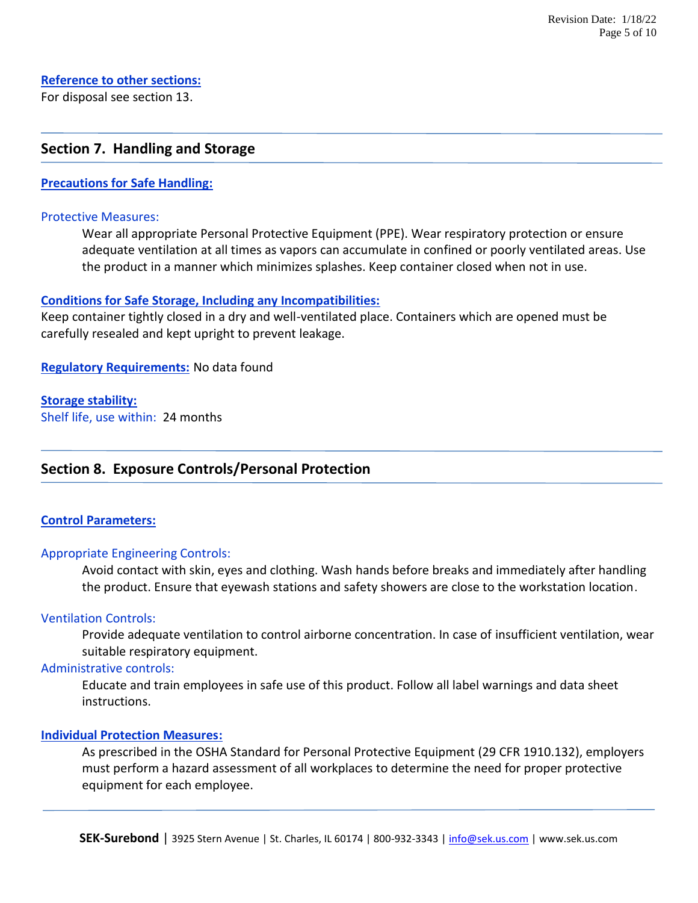**Reference to other sections:**

For disposal see section 13.

## Section 7. Handling and Storage

**Precautions for Safe Handling:**

Protective Measures:

Wear all appropriate Personal Protective Equipment (PPE). Wear respiratory protection or ensure adequate ventilation at all times as vapors can accumulate in confined or poorly ventilated areas. Use the product in a manner which minimizes splashes. Keep container closed when not in use.

**Conditions for Safe Storage, Including any Incompatibilities:**

Keep container tightly closed in a dry and well-ventilated place. Containers which are opened must be carefully resealed and kept upright to prevent leakage.

**Regulatory Requirements:** No data found

**Storage stability:**

Shelf life, use within: 24 months

## Section 8. Exposure Controls/Personal Protection

**Control Parameters:**

Appropriate Engineering Controls:

Avoid contact with skin, eyes and clothing. Wash hands before breaks and immediately after handling the product. Ensure that eyewash stations and safety showers are close to the workstation location.

Ventilation Controls:

Provide adequate ventilation to control airborne concentration. In case of insufficient ventilation, wear suitable respiratory equipment.

Administrative controls:

Educate and train employees in safe use of this product. Follow all label warnings and data sheet instructions.

**Individual Protection Measures:**

As prescribed in the OSHA Standard for Personal Protective Equipment (29 CFR 1910.132), employers must perform a hazard assessment of all workplaces to determine the need for proper protective equipment for each employee.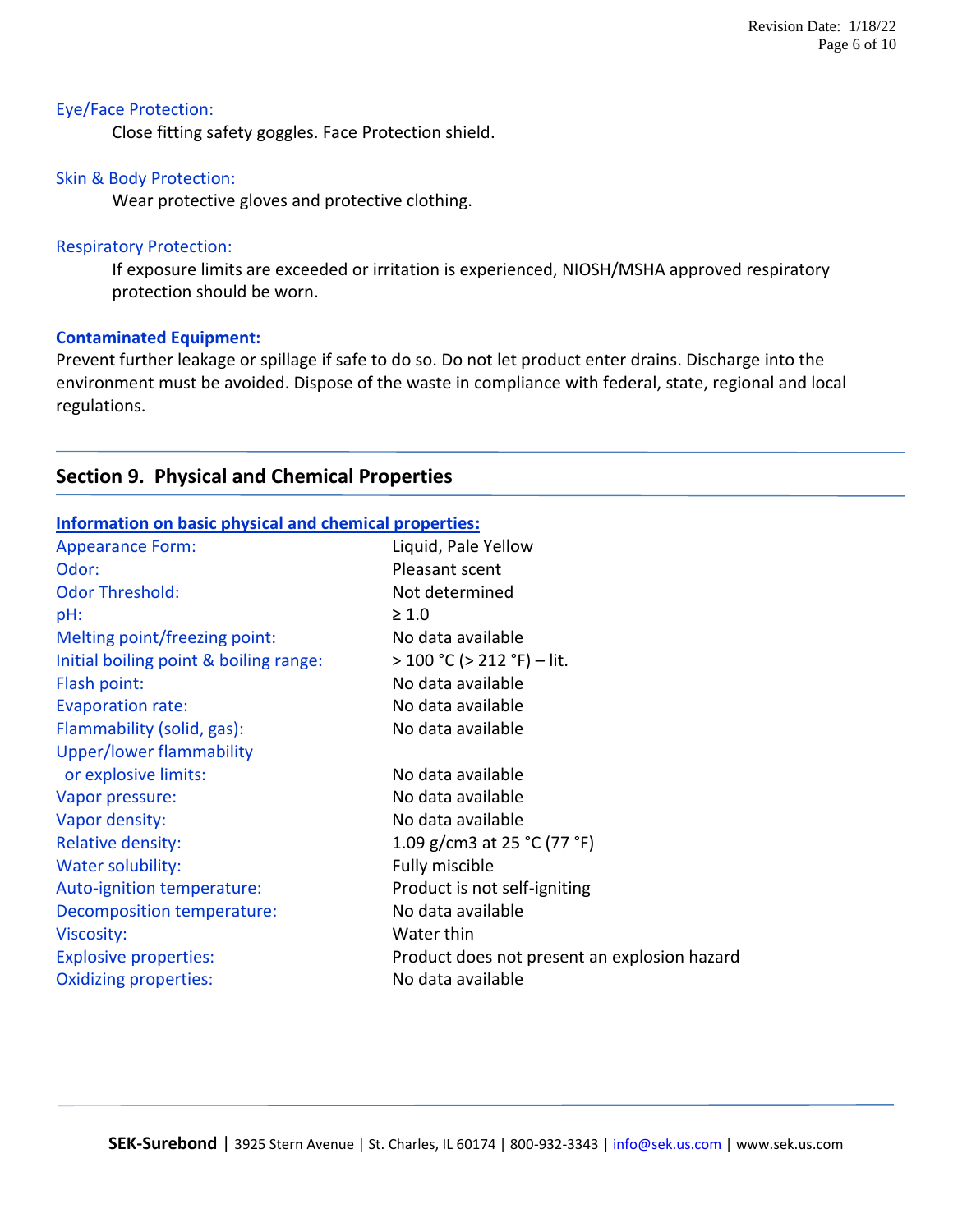Eye/Face Protection:

Close fitting safety goggles. Face Protection shield.

Skin & Body Protection:

Wear protective gloves and protective clothing.

Respiratory Protection:

If exposure limits are exceeded or irritation is experienced, NIOSH/MSHA approved respiratory protection should be worn.

**Contaminated Equipment:**

Prevent further leakage or spillage if safe to do so. Do not let product enter drains. Discharge into the environment must be avoided. Dispose of the waste in compliance with federal, state, regional and local regulations.

## Section 9. Physical and Chemical Properties

**Information on basic physical and chemical properties:**

| Property | Value |
|---|---|
| Appearance Form: | Liquid, Pale Yellow |
| Odor: | Pleasant scent |
| Odor Threshold: | Not determined |
| pH: | ≥ 1.0 |
| Melting point/freezing point: | No data available |
| Initial boiling point & boiling range: | > 100 °C (> 212 °F) – lit. |
| Flash point: | No data available |
| Evaporation rate: | No data available |
| Flammability (solid, gas): | No data available |
| Upper/lower flammability or explosive limits: | No data available |
| Vapor pressure: | No data available |
| Vapor density: | No data available |
| Relative density: | 1.09 g/cm3 at 25 °C (77 °F) |
| Water solubility: | Fully miscible |
| Auto-ignition temperature: | Product is not self-igniting |
| Decomposition temperature: | No data available |
| Viscosity: | Water thin |
| Explosive properties: | Product does not present an explosion hazard |
| Oxidizing properties: | No data available |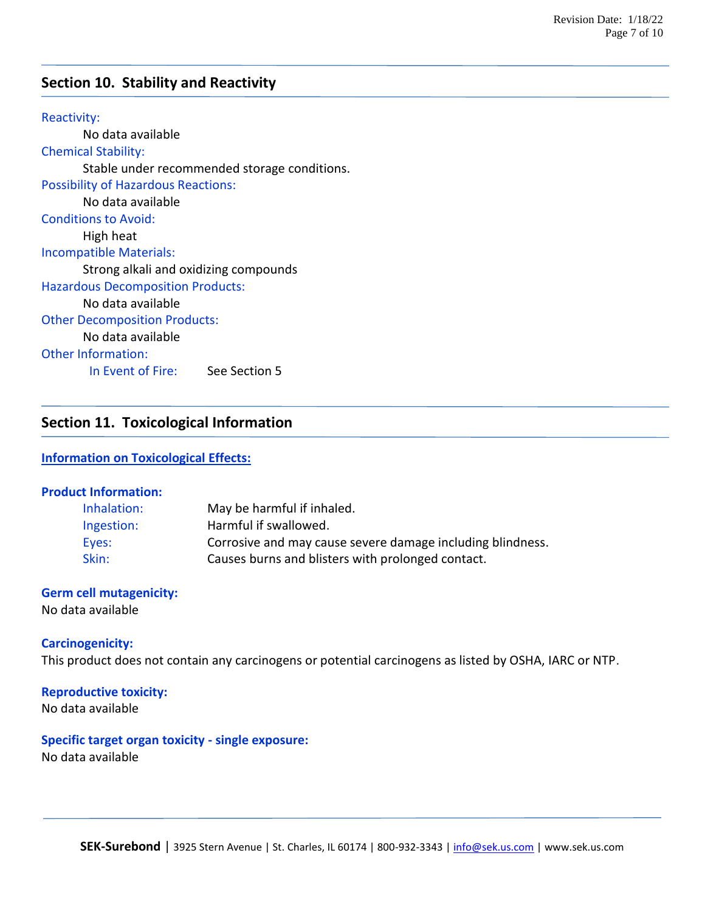## Section 10. Stability and Reactivity

**Reactivity:**
No data available

**Chemical Stability:**
Stable under recommended storage conditions.

**Possibility of Hazardous Reactions:**
No data available

**Conditions to Avoid:**
High heat

**Incompatible Materials:**
Strong alkali and oxidizing compounds

**Hazardous Decomposition Products:**
No data available

**Other Decomposition Products:**
No data available

**Other Information:**
In Event of Fire: See Section 5

## Section 11. Toxicological Information

**Information on Toxicological Effects:**

**Product Information:**

| | |
|---|---|
| Inhalation: | May be harmful if inhaled. |
| Ingestion: | Harmful if swallowed. |
| Eyes: | Corrosive and may cause severe damage including blindness. |
| Skin: | Causes burns and blisters with prolonged contact. |

**Germ cell mutagenicity:**
No data available

**Carcinogenicity:**
This product does not contain any carcinogens or potential carcinogens as listed by OSHA, IARC or NTP.

**Reproductive toxicity:**
No data available

**Specific target organ toxicity - single exposure:**
No data available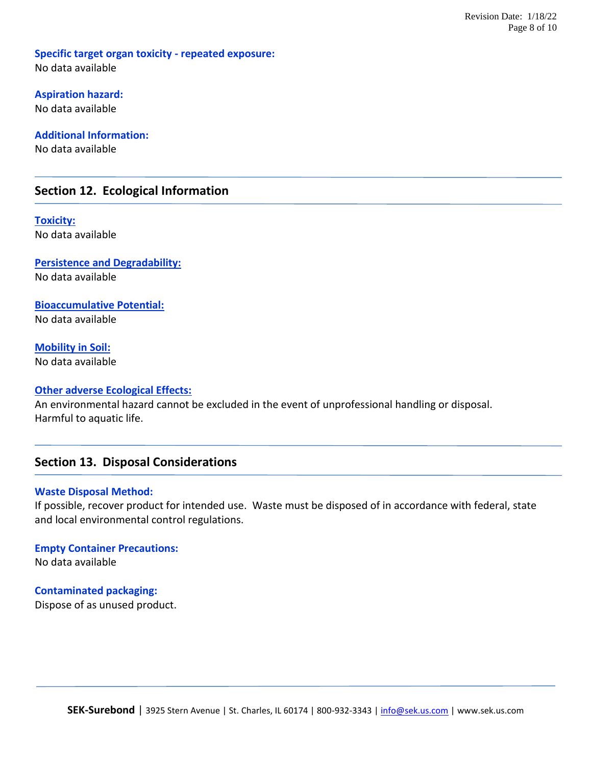**Specific target organ toxicity - repeated exposure:**
No data available

**Aspiration hazard:**
No data available

**Additional Information:**
No data available

## Section 12. Ecological Information

**Toxicity:**
No data available

**Persistence and Degradability:**
No data available

**Bioaccumulative Potential:**
No data available

**Mobility in Soil:**
No data available

**Other adverse Ecological Effects:**
An environmental hazard cannot be excluded in the event of unprofessional handling or disposal. Harmful to aquatic life.

## Section 13. Disposal Considerations

**Waste Disposal Method:**
If possible, recover product for intended use. Waste must be disposed of in accordance with federal, state and local environmental control regulations.

**Empty Container Precautions:**
No data available

**Contaminated packaging:**
Dispose of as unused product.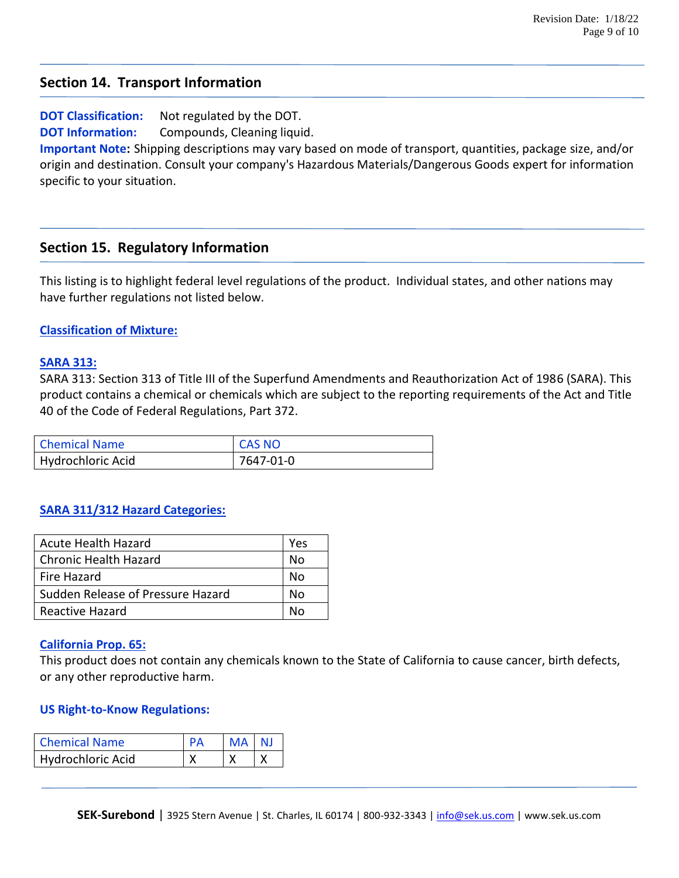## Section 14. Transport Information

**DOT Classification:** Not regulated by the DOT.
**DOT Information:** Compounds, Cleaning liquid.
**Important Note:** Shipping descriptions may vary based on mode of transport, quantities, package size, and/or origin and destination. Consult your company's Hazardous Materials/Dangerous Goods expert for information specific to your situation.

## Section 15. Regulatory Information

This listing is to highlight federal level regulations of the product. Individual states, and other nations may have further regulations not listed below.

**Classification of Mixture:**

**SARA 313:**

SARA 313: Section 313 of Title III of the Superfund Amendments and Reauthorization Act of 1986 (SARA). This product contains a chemical or chemicals which are subject to the reporting requirements of the Act and Title 40 of the Code of Federal Regulations, Part 372.

| Chemical Name | CAS NO |
|---|---|
| Hydrochloric Acid | 7647-01-0 |

**SARA 311/312 Hazard Categories:**

| Hazard | |
|---|---|
| Acute Health Hazard | Yes |
| Chronic Health Hazard | No |
| Fire Hazard | No |
| Sudden Release of Pressure Hazard | No |
| Reactive Hazard | No |

**California Prop. 65:**

This product does not contain any chemicals known to the State of California to cause cancer, birth defects, or any other reproductive harm.

**US Right-to-Know Regulations:**

| Chemical Name | PA | MA | NJ |
|---|---|---|---|
| Hydrochloric Acid | X | X | X |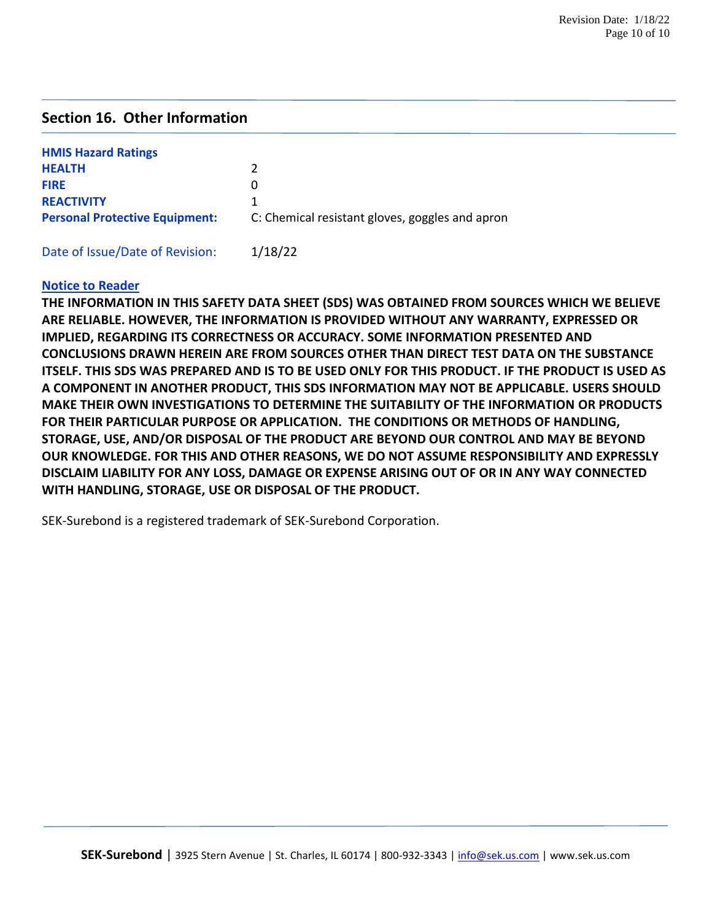## Section 16. Other Information

| | |
|---|---|
| **HMIS Hazard Ratings** | |
| **HEALTH** | 2 |
| **FIRE** | 0 |
| **REACTIVITY** | 1 |
| **Personal Protective Equipment:** | C: Chemical resistant gloves, goggles and apron |

Date of Issue/Date of Revision: 1/18/22

**Notice to Reader**

**THE INFORMATION IN THIS SAFETY DATA SHEET (SDS) WAS OBTAINED FROM SOURCES WHICH WE BELIEVE ARE RELIABLE. HOWEVER, THE INFORMATION IS PROVIDED WITHOUT ANY WARRANTY, EXPRESSED OR IMPLIED, REGARDING ITS CORRECTNESS OR ACCURACY. SOME INFORMATION PRESENTED AND CONCLUSIONS DRAWN HEREIN ARE FROM SOURCES OTHER THAN DIRECT TEST DATA ON THE SUBSTANCE ITSELF. THIS SDS WAS PREPARED AND IS TO BE USED ONLY FOR THIS PRODUCT. IF THE PRODUCT IS USED AS A COMPONENT IN ANOTHER PRODUCT, THIS SDS INFORMATION MAY NOT BE APPLICABLE. USERS SHOULD MAKE THEIR OWN INVESTIGATIONS TO DETERMINE THE SUITABILITY OF THE INFORMATION OR PRODUCTS FOR THEIR PARTICULAR PURPOSE OR APPLICATION. THE CONDITIONS OR METHODS OF HANDLING, STORAGE, USE, AND/OR DISPOSAL OF THE PRODUCT ARE BEYOND OUR CONTROL AND MAY BE BEYOND OUR KNOWLEDGE. FOR THIS AND OTHER REASONS, WE DO NOT ASSUME RESPONSIBILITY AND EXPRESSLY DISCLAIM LIABILITY FOR ANY LOSS, DAMAGE OR EXPENSE ARISING OUT OF OR IN ANY WAY CONNECTED WITH HANDLING, STORAGE, USE OR DISPOSAL OF THE PRODUCT.**

SEK-Surebond is a registered trademark of SEK-Surebond Corporation.